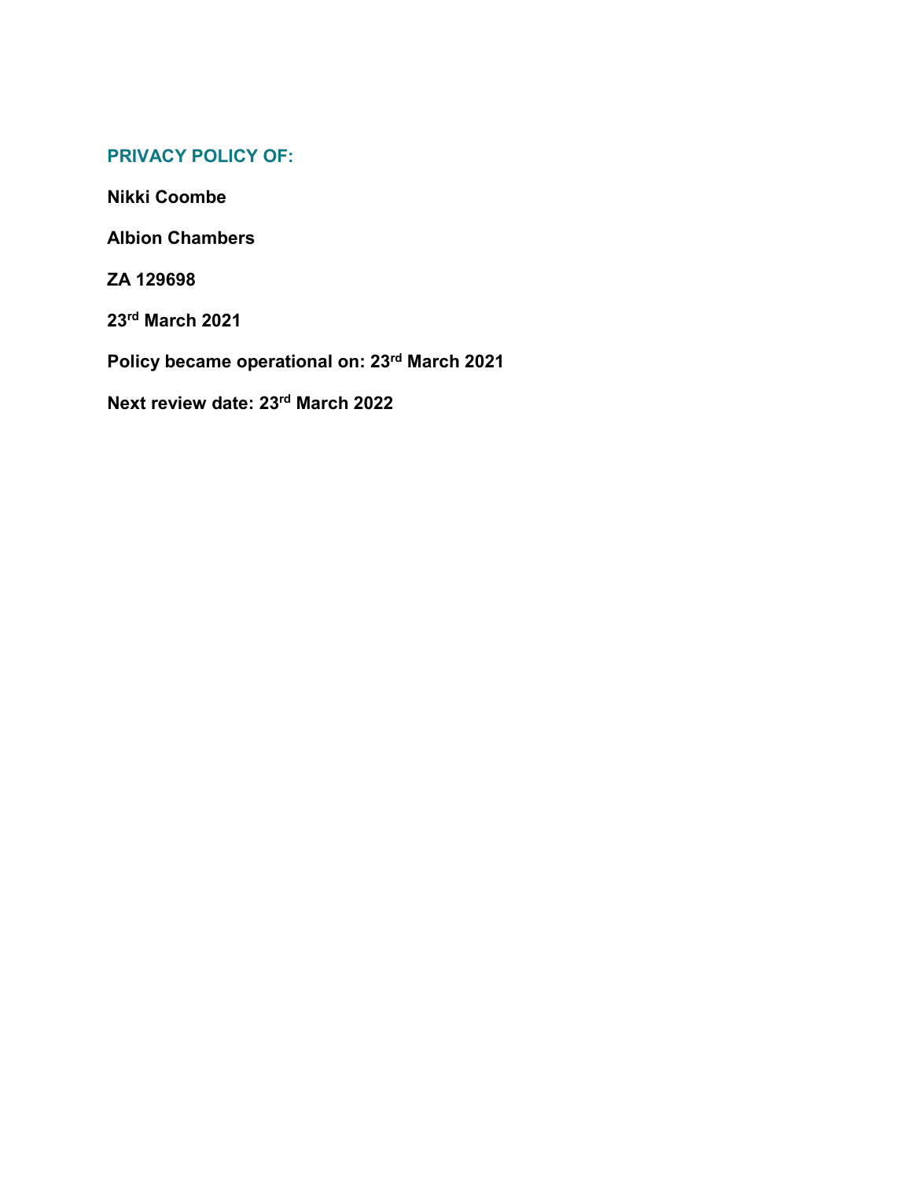## PRIVACY POLICY OF:

**Nikki Coombe**

**Albion Chambers**

**ZA 129698**

**23rd March 2021**

**Policy became operational on: 23rd March 2021**

**Next review date: 23rd March 2022**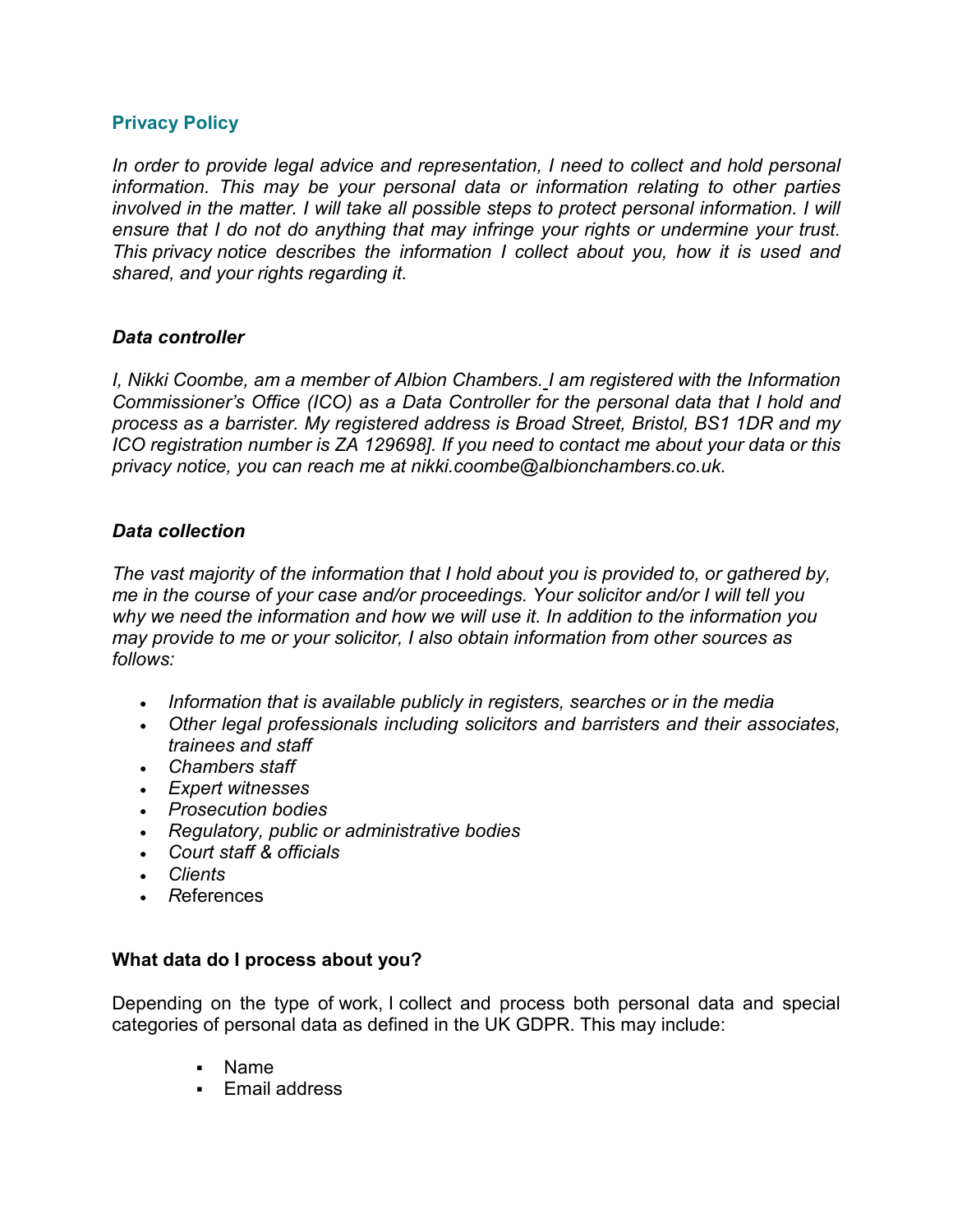## Privacy Policy

*In order to provide legal advice and representation, I need to collect and hold personal information. This may be your personal data or information relating to other parties involved in the matter. I will take all possible steps to protect personal information. I will ensure that I do not do anything that may infringe your rights or undermine your trust. This privacy notice describes the information I collect about you, how it is used and shared, and your rights regarding it.*

### *Data controller*

*I, Nikki Coombe, am a member of Albion Chambers. I am registered with the Information Commissioner's Office (ICO) as a Data Controller for the personal data that I hold and process as a barrister. My registered address is Broad Street, Bristol, BS1 1DR and my ICO registration number is ZA 129698]. If you need to contact me about your data or this privacy notice, you can reach me at nikki.coombe@albionchambers.co.uk.*

### *Data collection*

*The vast majority of the information that I hold about you is provided to, or gathered by, me in the course of your case and/or proceedings. Your solicitor and/or I will tell you why we need the information and how we will use it. In addition to the information you may provide to me or your solicitor, I also obtain information from other sources as follows:*

- *Information that is available publicly in registers, searches or in the media*
- *Other legal professionals including solicitors and barristers and their associates, trainees and staff*
- *Chambers staff*
- *Expert witnesses*
- *Prosecution bodies*
- *Regulatory, public or administrative bodies*
- *Court staff & officials*
- *Clients*
- *R*eferences

### What data do I process about you?

Depending on the type of work, I collect and process both personal data and special categories of personal data as defined in the UK GDPR. This may include:

- Name
- Email address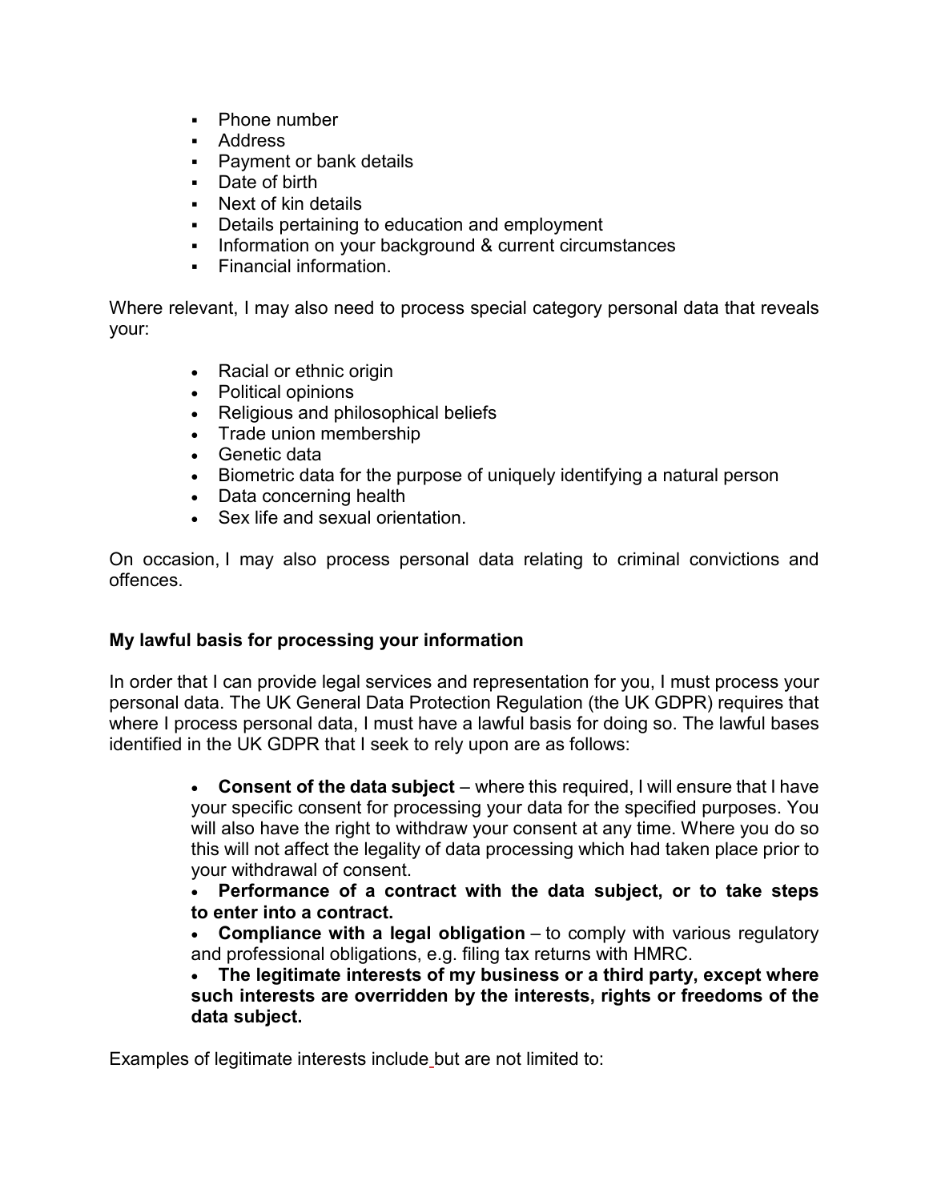- Phone number
- Address
- Payment or bank details
- Date of birth
- Next of kin details
- Details pertaining to education and employment
- Information on your background & current circumstances
- Financial information.

Where relevant, I may also need to process special category personal data that reveals your:

- Racial or ethnic origin
- Political opinions
- Religious and philosophical beliefs
- Trade union membership
- Genetic data
- Biometric data for the purpose of uniquely identifying a natural person
- Data concerning health
- Sex life and sexual orientation.

On occasion, I may also process personal data relating to criminal convictions and offences.

**My lawful basis for processing your information**

In order that I can provide legal services and representation for you, I must process your personal data. The UK General Data Protection Regulation (the UK GDPR) requires that where I process personal data, I must have a lawful basis for doing so. The lawful bases identified in the UK GDPR that I seek to rely upon are as follows:

- **Consent of the data subject** – where this required, I will ensure that I have your specific consent for processing your data for the specified purposes. You will also have the right to withdraw your consent at any time. Where you do so this will not affect the legality of data processing which had taken place prior to your withdrawal of consent.
- **Performance of a contract with the data subject, or to take steps to enter into a contract.**
- **Compliance with a legal obligation** – to comply with various regulatory and professional obligations, e.g. filing tax returns with HMRC.
- **The legitimate interests of my business or a third party, except where such interests are overridden by the interests, rights or freedoms of the data subject.**

Examples of legitimate interests include but are not limited to: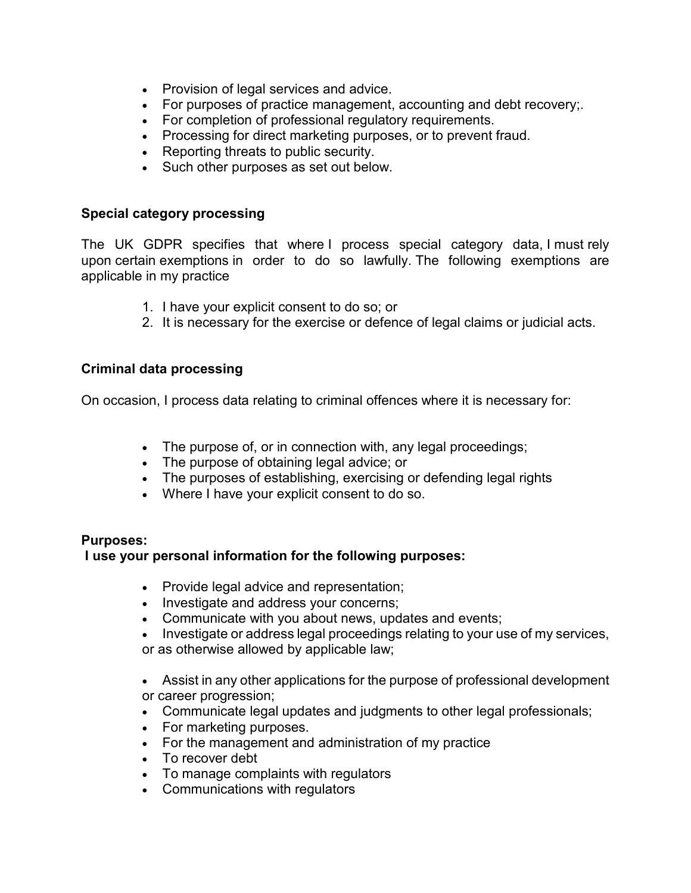- Provision of legal services and advice.
- For purposes of practice management, accounting and debt recovery;.
- For completion of professional regulatory requirements.
- Processing for direct marketing purposes, or to prevent fraud.
- Reporting threats to public security.
- Such other purposes as set out below.

**Special category processing**

The UK GDPR specifies that where I process special category data, I must rely upon certain exemptions in order to do so lawfully. The following exemptions are applicable in my practice

1. I have your explicit consent to do so; or
2. It is necessary for the exercise or defence of legal claims or judicial acts.

**Criminal data processing**

On occasion, I process data relating to criminal offences where it is necessary for:

- The purpose of, or in connection with, any legal proceedings;
- The purpose of obtaining legal advice; or
- The purposes of establishing, exercising or defending legal rights
- Where I have your explicit consent to do so.

**Purposes:**
**I use your personal information for the following purposes:**

- Provide legal advice and representation;
- Investigate and address your concerns;
- Communicate with you about news, updates and events;
- Investigate or address legal proceedings relating to your use of my services, or as otherwise allowed by applicable law;
- Assist in any other applications for the purpose of professional development or career progression;
- Communicate legal updates and judgments to other legal professionals;
- For marketing purposes.
- For the management and administration of my practice
- To recover debt
- To manage complaints with regulators
- Communications with regulators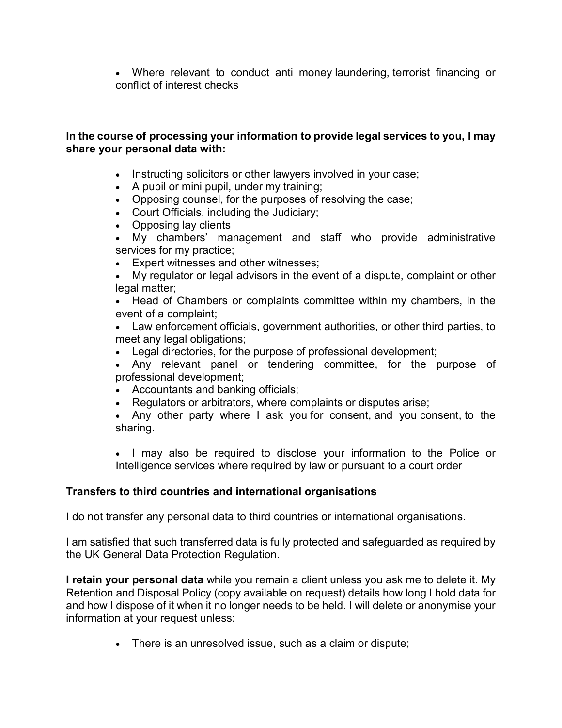- Where relevant to conduct anti money laundering, terrorist financing or conflict of interest checks

**In the course of processing your information to provide legal services to you, I may share your personal data with:**

- Instructing solicitors or other lawyers involved in your case;
- A pupil or mini pupil, under my training;
- Opposing counsel, for the purposes of resolving the case;
- Court Officials, including the Judiciary;
- Opposing lay clients
- My chambers' management and staff who provide administrative services for my practice;
- Expert witnesses and other witnesses;
- My regulator or legal advisors in the event of a dispute, complaint or other legal matter;
- Head of Chambers or complaints committee within my chambers, in the event of a complaint;
- Law enforcement officials, government authorities, or other third parties, to meet any legal obligations;
- Legal directories, for the purpose of professional development;
- Any relevant panel or tendering committee, for the purpose of professional development;
- Accountants and banking officials;
- Regulators or arbitrators, where complaints or disputes arise;
- Any other party where I ask you for consent, and you consent, to the sharing.

- I may also be required to disclose your information to the Police or Intelligence services where required by law or pursuant to a court order

**Transfers to third countries and international organisations**

I do not transfer any personal data to third countries or international organisations.

I am satisfied that such transferred data is fully protected and safeguarded as required by the UK General Data Protection Regulation.

**I retain your personal data** while you remain a client unless you ask me to delete it. My Retention and Disposal Policy (copy available on request) details how long I hold data for and how I dispose of it when it no longer needs to be held. I will delete or anonymise your information at your request unless:

- There is an unresolved issue, such as a claim or dispute;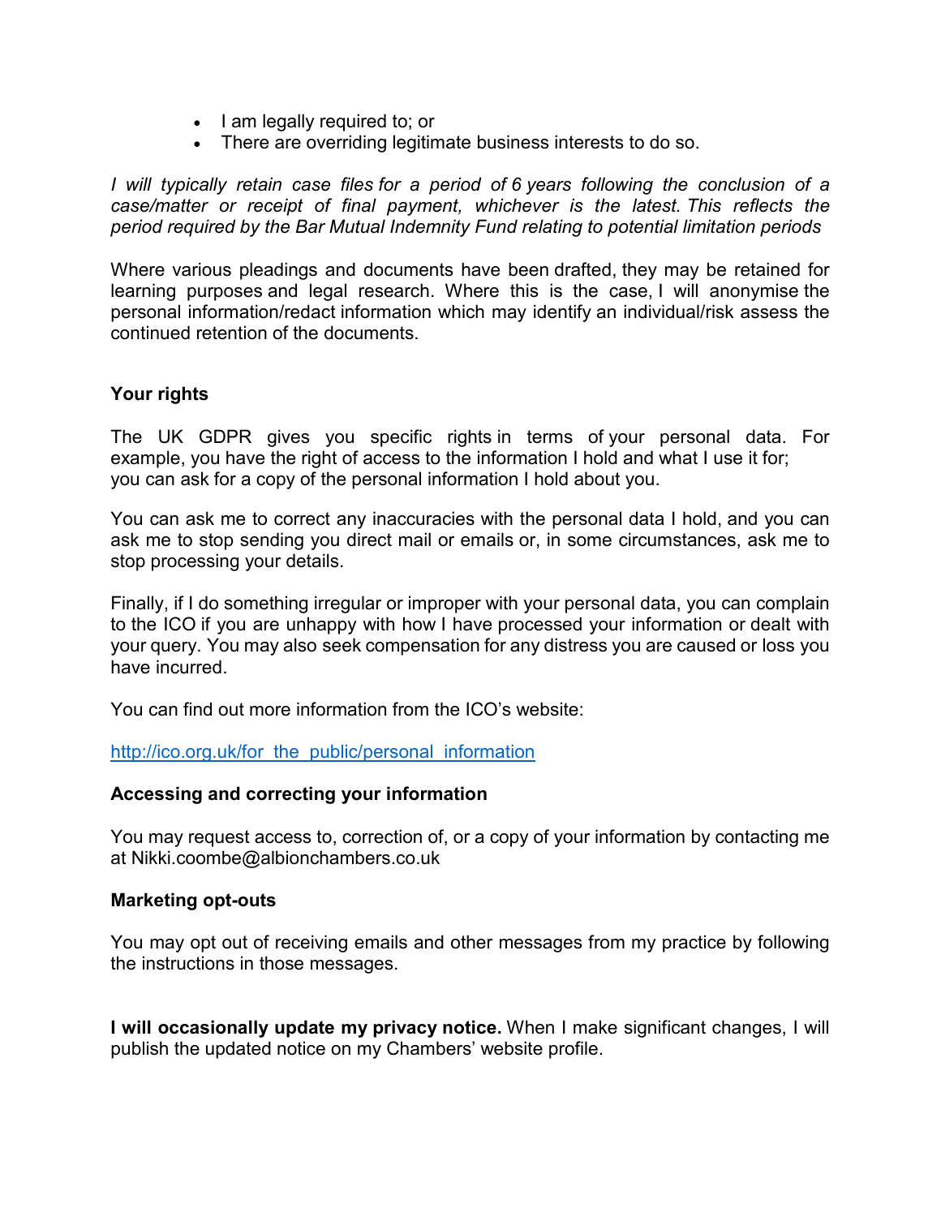- I am legally required to; or
- There are overriding legitimate business interests to do so.

*I will typically retain case files for a period of 6 years following the conclusion of a case/matter or receipt of final payment, whichever is the latest. This reflects the period required by the Bar Mutual Indemnity Fund relating to potential limitation periods*

Where various pleadings and documents have been drafted, they may be retained for learning purposes and legal research. Where this is the case, I will anonymise the personal information/redact information which may identify an individual/risk assess the continued retention of the documents.

**Your rights**

The UK GDPR gives you specific rights in terms of your personal data. For example, you have the right of access to the information I hold and what I use it for; you can ask for a copy of the personal information I hold about you.

You can ask me to correct any inaccuracies with the personal data I hold, and you can ask me to stop sending you direct mail or emails or, in some circumstances, ask me to stop processing your details.

Finally, if I do something irregular or improper with your personal data, you can complain to the ICO if you are unhappy with how I have processed your information or dealt with your query. You may also seek compensation for any distress you are caused or loss you have incurred.

You can find out more information from the ICO's website:

[http://ico.org.uk/for_the_public/personal_information](http://ico.org.uk/for_the_public/personal_information)

**Accessing and correcting your information**

You may request access to, correction of, or a copy of your information by contacting me at Nikki.coombe@albionchambers.co.uk

**Marketing opt-outs**

You may opt out of receiving emails and other messages from my practice by following the instructions in those messages.

**I will occasionally update my privacy notice.** When I make significant changes, I will publish the updated notice on my Chambers' website profile.